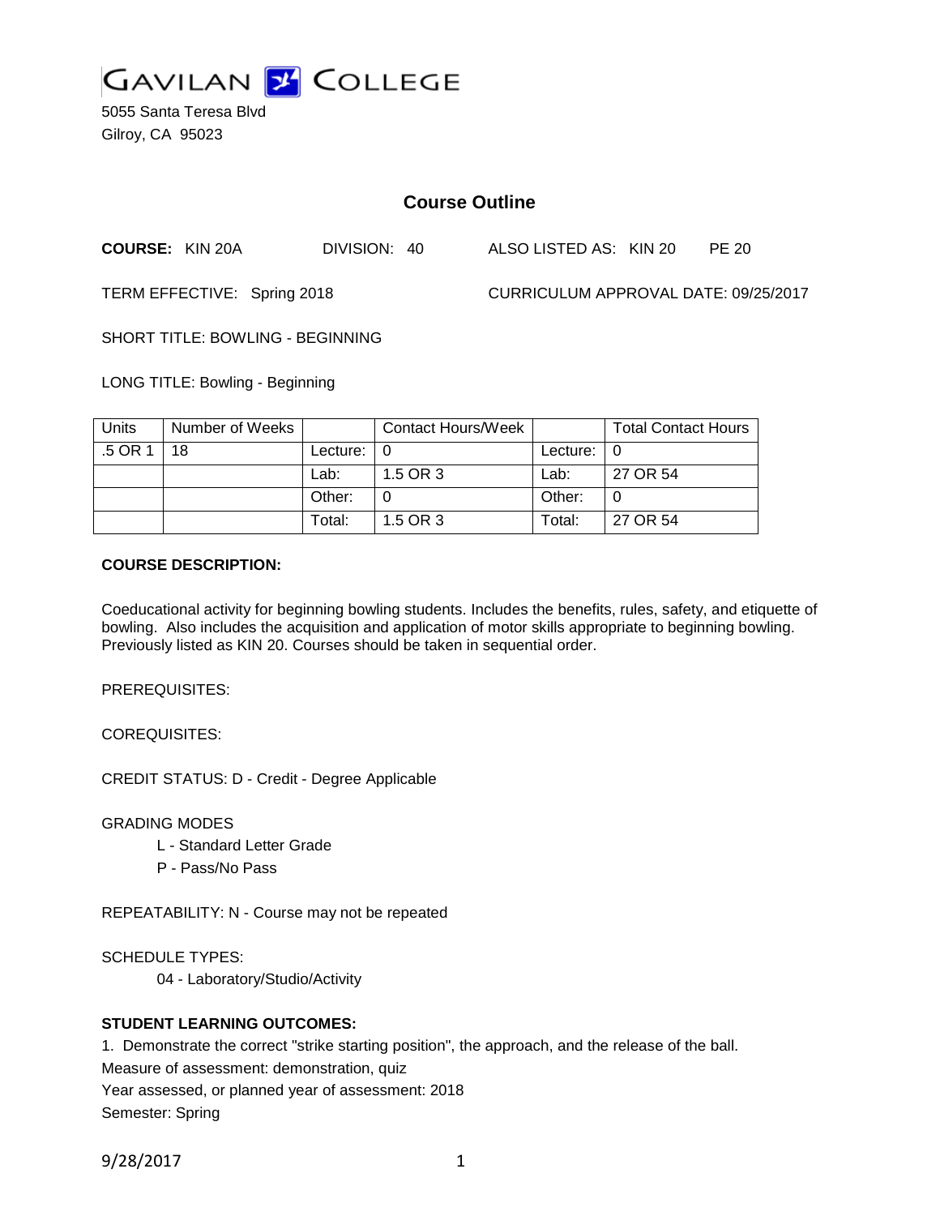# GAVILAN COLLEGE

5055 Santa Teresa Blvd
Gilroy, CA 95023

## Course Outline

**COURSE:** KIN 20A DIVISION: 40 ALSO LISTED AS: KIN 20 PE 20

TERM EFFECTIVE: Spring 2018 CURRICULUM APPROVAL DATE: 09/25/2017

SHORT TITLE: BOWLING - BEGINNING

LONG TITLE: Bowling - Beginning

| Units | Number of Weeks | | Contact Hours/Week | | Total Contact Hours |
|---|---|---|---|---|---|
| .5 OR 1 | 18 | Lecture: | 0 | Lecture: | 0 |
| | | Lab: | 1.5 OR 3 | Lab: | 27 OR 54 |
| | | Other: | 0 | Other: | 0 |
| | | Total: | 1.5 OR 3 | Total: | 27 OR 54 |

**COURSE DESCRIPTION:**

Coeducational activity for beginning bowling students. Includes the benefits, rules, safety, and etiquette of bowling. Also includes the acquisition and application of motor skills appropriate to beginning bowling. Previously listed as KIN 20. Courses should be taken in sequential order.

PREREQUISITES:

COREQUISITES:

CREDIT STATUS: D - Credit - Degree Applicable

GRADING MODES

- L - Standard Letter Grade
- P - Pass/No Pass

REPEATABILITY: N - Course may not be repeated

SCHEDULE TYPES:

- 04 - Laboratory/Studio/Activity

**STUDENT LEARNING OUTCOMES:**

1. Demonstrate the correct "strike starting position", the approach, and the release of the ball.
Measure of assessment: demonstration, quiz
Year assessed, or planned year of assessment: 2018
Semester: Spring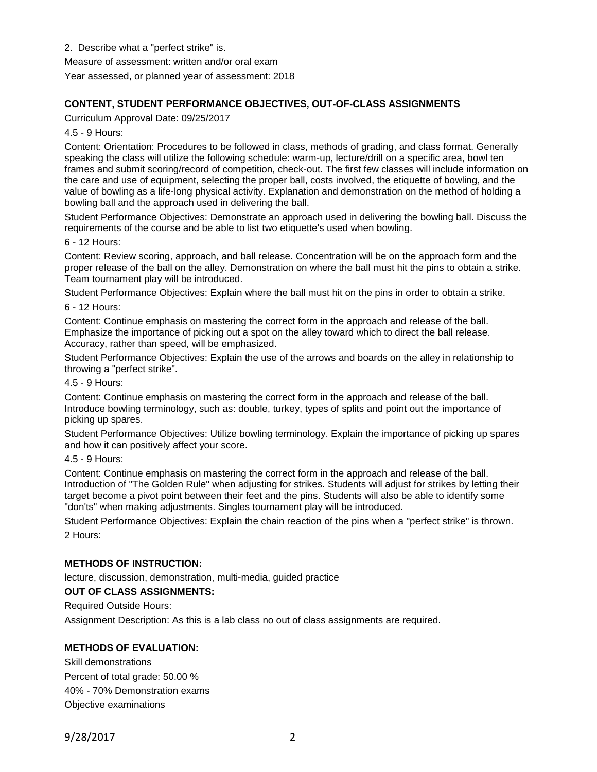2. Describe what a "perfect strike" is.

Measure of assessment: written and/or oral exam

Year assessed, or planned year of assessment: 2018

## CONTENT, STUDENT PERFORMANCE OBJECTIVES, OUT-OF-CLASS ASSIGNMENTS

Curriculum Approval Date: 09/25/2017

4.5 - 9 Hours:

Content: Orientation: Procedures to be followed in class, methods of grading, and class format. Generally speaking the class will utilize the following schedule: warm-up, lecture/drill on a specific area, bowl ten frames and submit scoring/record of competition, check-out. The first few classes will include information on the care and use of equipment, selecting the proper ball, costs involved, the etiquette of bowling, and the value of bowling as a life-long physical activity. Explanation and demonstration on the method of holding a bowling ball and the approach used in delivering the ball.

Student Performance Objectives: Demonstrate an approach used in delivering the bowling ball. Discuss the requirements of the course and be able to list two etiquette's used when bowling.

6 - 12 Hours:

Content: Review scoring, approach, and ball release. Concentration will be on the approach form and the proper release of the ball on the alley. Demonstration on where the ball must hit the pins to obtain a strike. Team tournament play will be introduced.

Student Performance Objectives: Explain where the ball must hit on the pins in order to obtain a strike.

6 - 12 Hours:

Content: Continue emphasis on mastering the correct form in the approach and release of the ball. Emphasize the importance of picking out a spot on the alley toward which to direct the ball release. Accuracy, rather than speed, will be emphasized.

Student Performance Objectives: Explain the use of the arrows and boards on the alley in relationship to throwing a "perfect strike".

4.5 - 9 Hours:

Content: Continue emphasis on mastering the correct form in the approach and release of the ball. Introduce bowling terminology, such as: double, turkey, types of splits and point out the importance of picking up spares.

Student Performance Objectives: Utilize bowling terminology. Explain the importance of picking up spares and how it can positively affect your score.

4.5 - 9 Hours:

Content: Continue emphasis on mastering the correct form in the approach and release of the ball. Introduction of "The Golden Rule" when adjusting for strikes. Students will adjust for strikes by letting their target become a pivot point between their feet and the pins. Students will also be able to identify some "don'ts" when making adjustments. Singles tournament play will be introduced.

Student Performance Objectives: Explain the chain reaction of the pins when a "perfect strike" is thrown.

2 Hours:

## METHODS OF INSTRUCTION:

lecture, discussion, demonstration, multi-media, guided practice

## OUT OF CLASS ASSIGNMENTS:

Required Outside Hours:

Assignment Description: As this is a lab class no out of class assignments are required.

## METHODS OF EVALUATION:

Skill demonstrations

Percent of total grade: 50.00 %

40% - 70% Demonstration exams

Objective examinations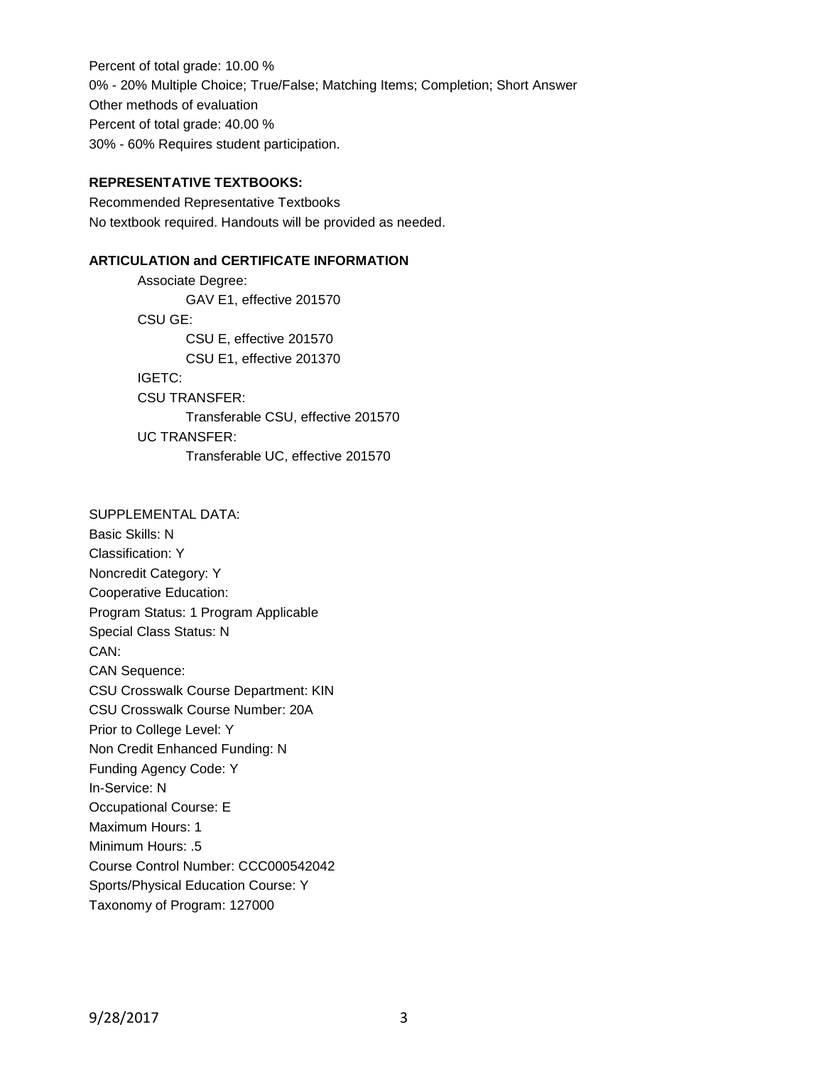Percent of total grade: 10.00 %
0% - 20% Multiple Choice; True/False; Matching Items; Completion; Short Answer
Other methods of evaluation
Percent of total grade: 40.00 %
30% - 60% Requires student participation.

**REPRESENTATIVE TEXTBOOKS:**

Recommended Representative Textbooks
No textbook required. Handouts will be provided as needed.

**ARTICULATION and CERTIFICATE INFORMATION**

- Associate Degree:
  - GAV E1, effective 201570
- CSU GE:
  - CSU E, effective 201570
  - CSU E1, effective 201370
- IGETC:
- CSU TRANSFER:
  - Transferable CSU, effective 201570
- UC TRANSFER:
  - Transferable UC, effective 201570

SUPPLEMENTAL DATA:
Basic Skills: N
Classification: Y
Noncredit Category: Y
Cooperative Education:
Program Status: 1 Program Applicable
Special Class Status: N
CAN:
CAN Sequence:
CSU Crosswalk Course Department: KIN
CSU Crosswalk Course Number: 20A
Prior to College Level: Y
Non Credit Enhanced Funding: N
Funding Agency Code: Y
In-Service: N
Occupational Course: E
Maximum Hours: 1
Minimum Hours: .5
Course Control Number: CCC000542042
Sports/Physical Education Course: Y
Taxonomy of Program: 127000